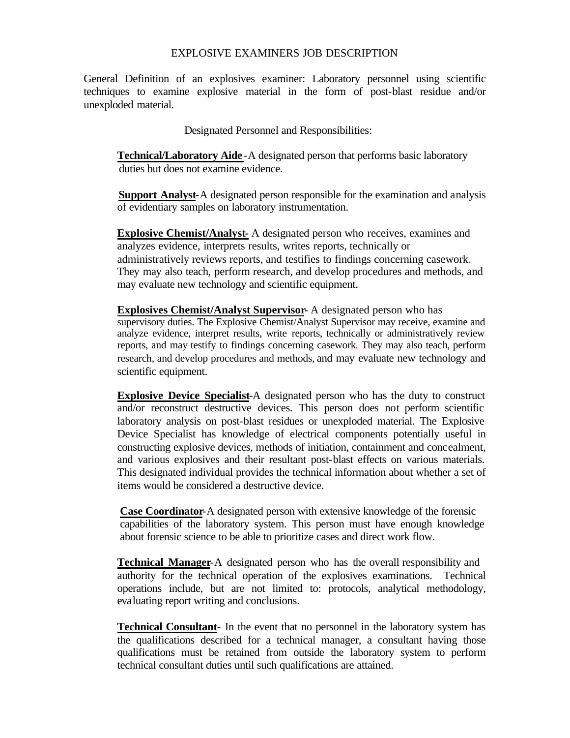# EXPLOSIVE EXAMINERS JOB DESCRIPTION

General Definition of an explosives examiner: Laboratory personnel using scientific techniques to examine explosive material in the form of post-blast residue and/or unexploded material.

Designated Personnel and Responsibilities:

**Technical/Laboratory Aide** - A designated person that performs basic laboratory duties but does not examine evidence.

**Support Analyst**- A designated person responsible for the examination and analysis of evidentiary samples on laboratory instrumentation.

**Explosive Chemist/Analyst-** A designated person who receives, examines and analyzes evidence, interprets results, writes reports, technically or administratively reviews reports, and testifies to findings concerning casework. They may also teach, perform research, and develop procedures and methods, and may evaluate new technology and scientific equipment.

**Explosives Chemist/Analyst Supervisor**- A designated person who has supervisory duties. The Explosive Chemist/Analyst Supervisor may receive, examine and analyze evidence, interpret results, write reports, technically or administratively review reports, and may testify to findings concerning casework. They may also teach, perform research, and develop procedures and methods, and may evaluate new technology and scientific equipment.

**Explosive Device Specialist**-A designated person who has the duty to construct and/or reconstruct destructive devices. This person does not perform scientific laboratory analysis on post-blast residues or unexploded material. The Explosive Device Specialist has knowledge of electrical components potentially useful in constructing explosive devices, methods of initiation, containment and concealment, and various explosives and their resultant post-blast effects on various materials. This designated individual provides the technical information about whether a set of items would be considered a destructive device.

**Case Coordinator**-A designated person with extensive knowledge of the forensic capabilities of the laboratory system. This person must have enough knowledge about forensic science to be able to prioritize cases and direct work flow.

**Technical Manager**-A designated person who has the overall responsibility and authority for the technical operation of the explosives examinations. Technical operations include, but are not limited to: protocols, analytical methodology, evaluating report writing and conclusions.

**Technical Consultant**- In the event that no personnel in the laboratory system has the qualifications described for a technical manager, a consultant having those qualifications must be retained from outside the laboratory system to perform technical consultant duties until such qualifications are attained.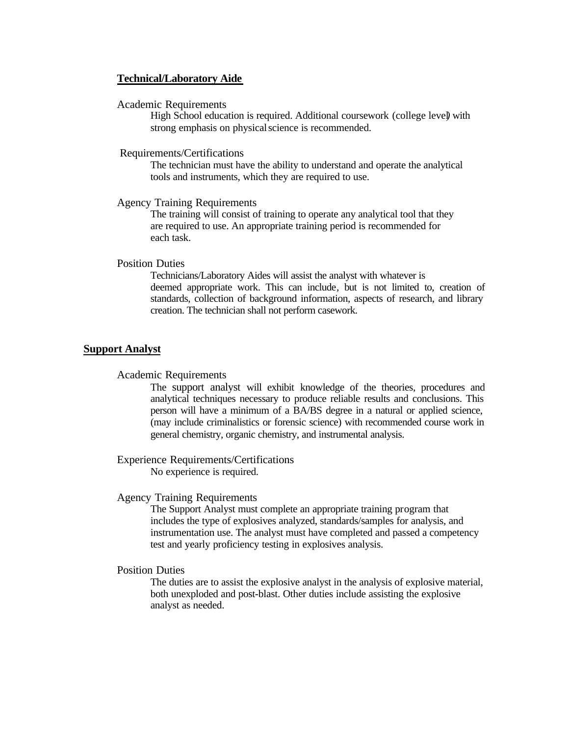**Technical/Laboratory Aide**

Academic Requirements

High School education is required. Additional coursework (college level) with strong emphasis on physical science is recommended.

Requirements/Certifications

The technician must have the ability to understand and operate the analytical tools and instruments, which they are required to use.

Agency Training Requirements

The training will consist of training to operate any analytical tool that they are required to use. An appropriate training period is recommended for each task.

Position Duties

Technicians/Laboratory Aides will assist the analyst with whatever is deemed appropriate work. This can include, but is not limited to, creation of standards, collection of background information, aspects of research, and library creation. The technician shall not perform casework.

**Support Analyst**

Academic Requirements

The support analyst will exhibit knowledge of the theories, procedures and analytical techniques necessary to produce reliable results and conclusions. This person will have a minimum of a BA/BS degree in a natural or applied science, (may include criminalistics or forensic science) with recommended course work in general chemistry, organic chemistry, and instrumental analysis.

Experience Requirements/Certifications

No experience is required.

Agency Training Requirements

The Support Analyst must complete an appropriate training program that includes the type of explosives analyzed, standards/samples for analysis, and instrumentation use. The analyst must have completed and passed a competency test and yearly proficiency testing in explosives analysis.

Position Duties

The duties are to assist the explosive analyst in the analysis of explosive material, both unexploded and post-blast. Other duties include assisting the explosive analyst as needed.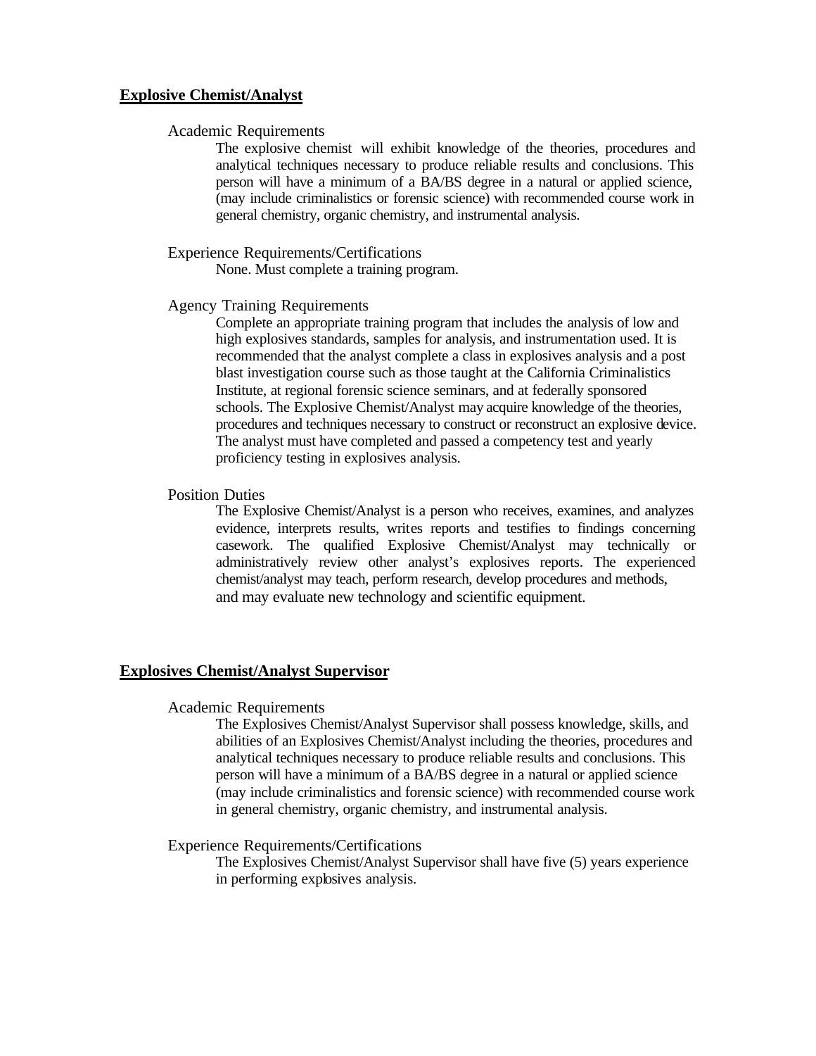## Explosive Chemist/Analyst

### Academic Requirements

The explosive chemist will exhibit knowledge of the theories, procedures and analytical techniques necessary to produce reliable results and conclusions. This person will have a minimum of a BA/BS degree in a natural or applied science, (may include criminalistics or forensic science) with recommended course work in general chemistry, organic chemistry, and instrumental analysis.

### Experience Requirements/Certifications

None. Must complete a training program.

### Agency Training Requirements

Complete an appropriate training program that includes the analysis of low and high explosives standards, samples for analysis, and instrumentation used. It is recommended that the analyst complete a class in explosives analysis and a post blast investigation course such as those taught at the California Criminalistics Institute, at regional forensic science seminars, and at federally sponsored schools. The Explosive Chemist/Analyst may acquire knowledge of the theories, procedures and techniques necessary to construct or reconstruct an explosive device. The analyst must have completed and passed a competency test and yearly proficiency testing in explosives analysis.

### Position Duties

The Explosive Chemist/Analyst is a person who receives, examines, and analyzes evidence, interprets results, writes reports and testifies to findings concerning casework. The qualified Explosive Chemist/Analyst may technically or administratively review other analyst's explosives reports. The experienced chemist/analyst may teach, perform research, develop procedures and methods, and may evaluate new technology and scientific equipment.

## Explosives Chemist/Analyst Supervisor

### Academic Requirements

The Explosives Chemist/Analyst Supervisor shall possess knowledge, skills, and abilities of an Explosives Chemist/Analyst including the theories, procedures and analytical techniques necessary to produce reliable results and conclusions. This person will have a minimum of a BA/BS degree in a natural or applied science (may include criminalistics and forensic science) with recommended course work in general chemistry, organic chemistry, and instrumental analysis.

### Experience Requirements/Certifications

The Explosives Chemist/Analyst Supervisor shall have five (5) years experience in performing explosives analysis.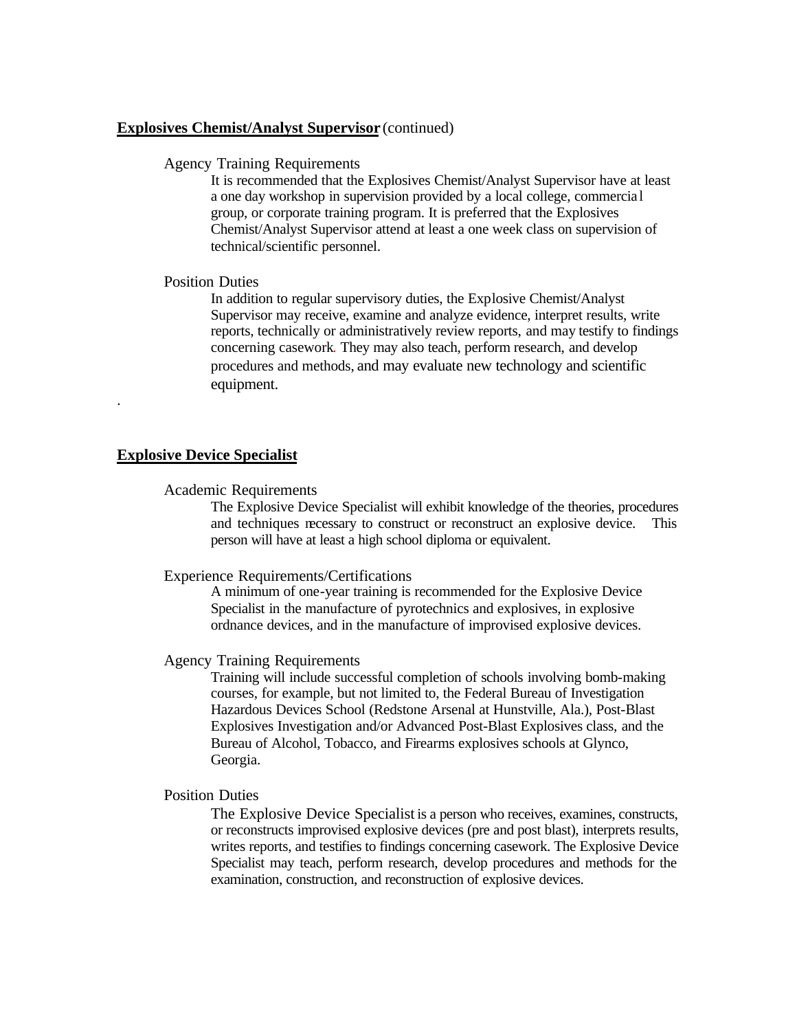**Explosives Chemist/Analyst Supervisor** (continued)

Agency Training Requirements

It is recommended that the Explosives Chemist/Analyst Supervisor have at least a one day workshop in supervision provided by a local college, commercial group, or corporate training program. It is preferred that the Explosives Chemist/Analyst Supervisor attend at least a one week class on supervision of technical/scientific personnel.

Position Duties

In addition to regular supervisory duties, the Explosive Chemist/Analyst Supervisor may receive, examine and analyze evidence, interpret results, write reports, technically or administratively review reports, and may testify to findings concerning casework. They may also teach, perform research, and develop procedures and methods, and may evaluate new technology and scientific equipment.

.

**Explosive Device Specialist**

Academic Requirements

The Explosive Device Specialist will exhibit knowledge of the theories, procedures and techniques necessary to construct or reconstruct an explosive device. This person will have at least a high school diploma or equivalent.

Experience Requirements/Certifications

A minimum of one-year training is recommended for the Explosive Device Specialist in the manufacture of pyrotechnics and explosives, in explosive ordnance devices, and in the manufacture of improvised explosive devices.

Agency Training Requirements

Training will include successful completion of schools involving bomb-making courses, for example, but not limited to, the Federal Bureau of Investigation Hazardous Devices School (Redstone Arsenal at Hunstville, Ala.), Post-Blast Explosives Investigation and/or Advanced Post-Blast Explosives class, and the Bureau of Alcohol, Tobacco, and Firearms explosives schools at Glynco, Georgia.

Position Duties

The Explosive Device Specialist is a person who receives, examines, constructs, or reconstructs improvised explosive devices (pre and post blast), interprets results, writes reports, and testifies to findings concerning casework. The Explosive Device Specialist may teach, perform research, develop procedures and methods for the examination, construction, and reconstruction of explosive devices.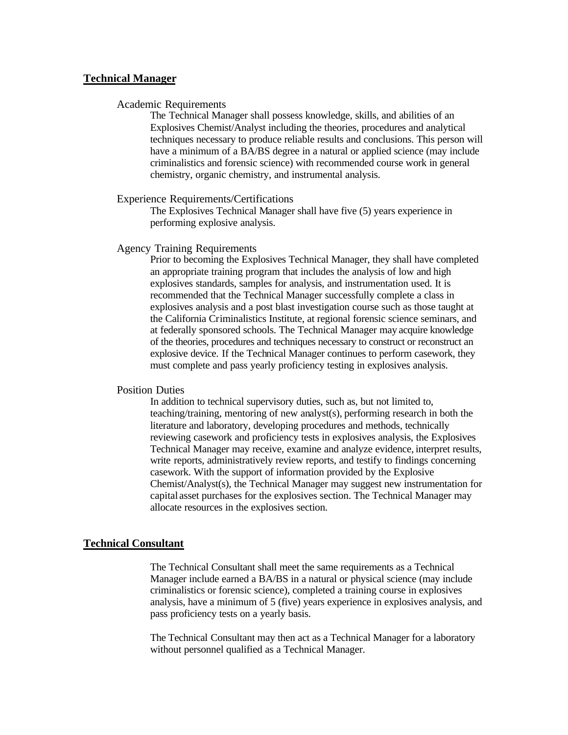## **Technical Manager**

### Academic Requirements

The Technical Manager shall possess knowledge, skills, and abilities of an Explosives Chemist/Analyst including the theories, procedures and analytical techniques necessary to produce reliable results and conclusions. This person will have a minimum of a BA/BS degree in a natural or applied science (may include criminalistics and forensic science) with recommended course work in general chemistry, organic chemistry, and instrumental analysis.

### Experience Requirements/Certifications

The Explosives Technical Manager shall have five (5) years experience in performing explosive analysis.

### Agency Training Requirements

Prior to becoming the Explosives Technical Manager, they shall have completed an appropriate training program that includes the analysis of low and high explosives standards, samples for analysis, and instrumentation used. It is recommended that the Technical Manager successfully complete a class in explosives analysis and a post blast investigation course such as those taught at the California Criminalistics Institute, at regional forensic science seminars, and at federally sponsored schools. The Technical Manager may acquire knowledge of the theories, procedures and techniques necessary to construct or reconstruct an explosive device. If the Technical Manager continues to perform casework, they must complete and pass yearly proficiency testing in explosives analysis.

### Position Duties

In addition to technical supervisory duties, such as, but not limited to, teaching/training, mentoring of new analyst(s), performing research in both the literature and laboratory, developing procedures and methods, technically reviewing casework and proficiency tests in explosives analysis, the Explosives Technical Manager may receive, examine and analyze evidence, interpret results, write reports, administratively review reports, and testify to findings concerning casework. With the support of information provided by the Explosive Chemist/Analyst(s), the Technical Manager may suggest new instrumentation for capital asset purchases for the explosives section. The Technical Manager may allocate resources in the explosives section.

## **Technical Consultant**

The Technical Consultant shall meet the same requirements as a Technical Manager include earned a BA/BS in a natural or physical science (may include criminalistics or forensic science), completed a training course in explosives analysis, have a minimum of 5 (five) years experience in explosives analysis, and pass proficiency tests on a yearly basis.

The Technical Consultant may then act as a Technical Manager for a laboratory without personnel qualified as a Technical Manager.